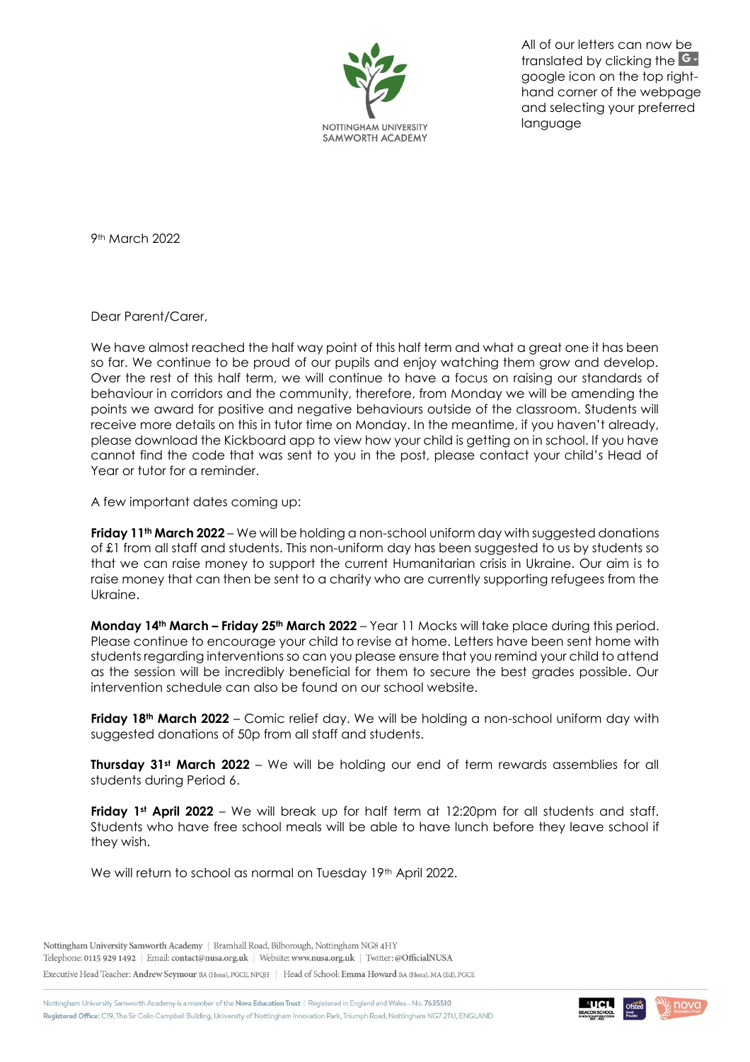NOTTINGHAM UNIVERSITY SAMWORTH ACADEMY

All of our letters can now be translated by clicking the google icon on the top right-hand corner of the webpage and selecting your preferred language

9th March 2022

Dear Parent/Carer,

We have almost reached the half way point of this half term and what a great one it has been so far. We continue to be proud of our pupils and enjoy watching them grow and develop. Over the rest of this half term, we will continue to have a focus on raising our standards of behaviour in corridors and the community, therefore, from Monday we will be amending the points we award for positive and negative behaviours outside of the classroom. Students will receive more details on this in tutor time on Monday. In the meantime, if you haven't already, please download the Kickboard app to view how your child is getting on in school. If you have cannot find the code that was sent to you in the post, please contact your child's Head of Year or tutor for a reminder.

A few important dates coming up:

**Friday 11th March 2022** – We will be holding a non-school uniform day with suggested donations of £1 from all staff and students. This non-uniform day has been suggested to us by students so that we can raise money to support the current Humanitarian crisis in Ukraine. Our aim is to raise money that can then be sent to a charity who are currently supporting refugees from the Ukraine.

**Monday 14th March – Friday 25th March 2022** – Year 11 Mocks will take place during this period. Please continue to encourage your child to revise at home. Letters have been sent home with students regarding interventions so can you please ensure that you remind your child to attend as the session will be incredibly beneficial for them to secure the best grades possible. Our intervention schedule can also be found on our school website.

**Friday 18th March 2022** – Comic relief day. We will be holding a non-school uniform day with suggested donations of 50p from all staff and students.

**Thursday 31st March 2022** – We will be holding our end of term rewards assemblies for all students during Period 6.

**Friday 1st April 2022** – We will break up for half term at 12:20pm for all students and staff. Students who have free school meals will be able to have lunch before they leave school if they wish.

We will return to school as normal on Tuesday 19th April 2022.

Nottingham University Samworth Academy | Bramhall Road, Bilborough, Nottingham NG8 4HY
Telephone: 0115 929 1492 | Email: contact@nusa.org.uk | Website: www.nusa.org.uk | Twitter: @OfficialNUSA
Executive Head Teacher: Andrew Seymour BA (Hons), PGCE, NPQH | Head of School: Emma Howard BA (Hons), MA (Ed), PGCE

Nottingham University Samworth Academy is a member of the Nova Education Trust | Registered in England and Wales – No. 7635510
Registered Office: C19, The Sir Colin Campbell Building, University of Nottingham Innovation Park, Triumph Road, Nottingham NG7 2TU, ENGLAND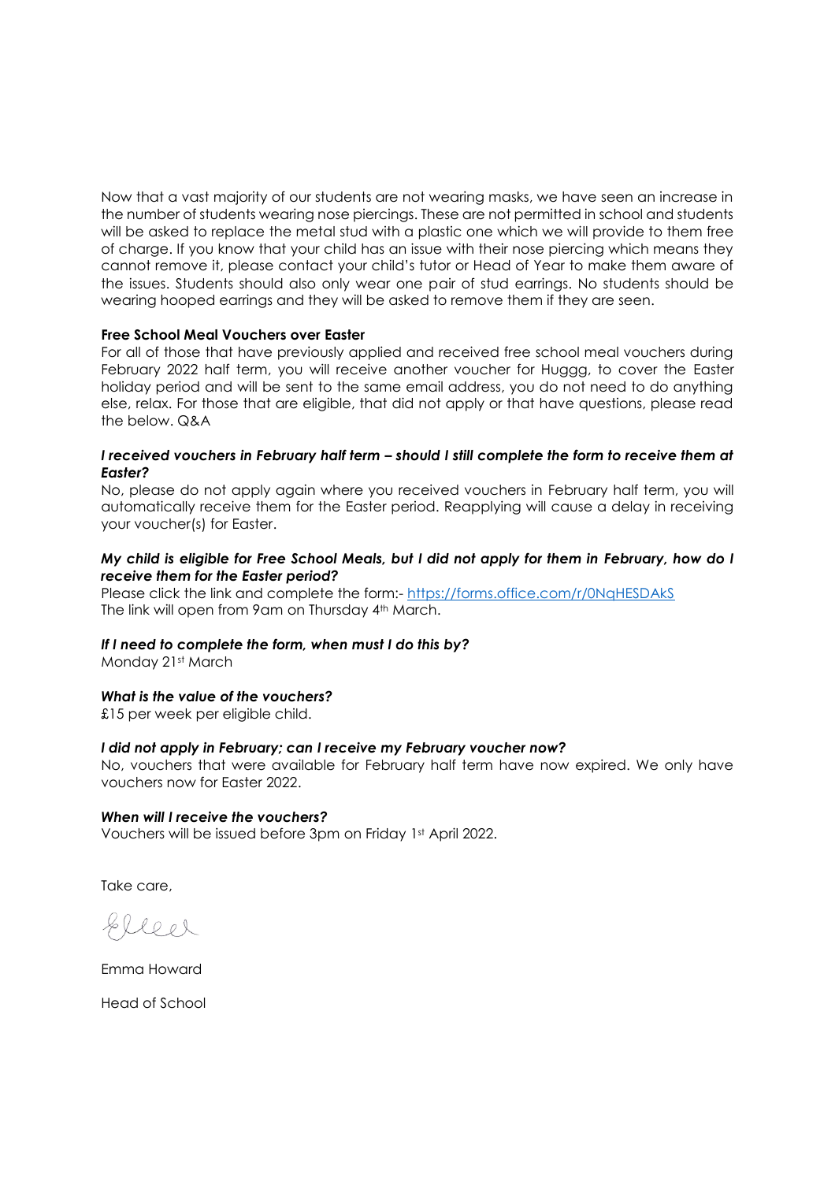Now that a vast majority of our students are not wearing masks, we have seen an increase in the number of students wearing nose piercings. These are not permitted in school and students will be asked to replace the metal stud with a plastic one which we will provide to them free of charge. If you know that your child has an issue with their nose piercing which means they cannot remove it, please contact your child's tutor or Head of Year to make them aware of the issues. Students should also only wear one pair of stud earrings. No students should be wearing hooped earrings and they will be asked to remove them if they are seen.

**Free School Meal Vouchers over Easter**

For all of those that have previously applied and received free school meal vouchers during February 2022 half term, you will receive another voucher for Huggg, to cover the Easter holiday period and will be sent to the same email address, you do not need to do anything else, relax. For those that are eligible, that did not apply or that have questions, please read the below. Q&A

***I received vouchers in February half term – should I still complete the form to receive them at Easter?***

No, please do not apply again where you received vouchers in February half term, you will automatically receive them for the Easter period. Reapplying will cause a delay in receiving your voucher(s) for Easter.

***My child is eligible for Free School Meals, but I did not apply for them in February, how do I receive them for the Easter period?***

Please click the link and complete the form:- https://forms.office.com/r/0NqHESDAkS
The link will open from 9am on Thursday 4th March.

***If I need to complete the form, when must I do this by?***

Monday 21st March

***What is the value of the vouchers?***

£15 per week per eligible child.

***I did not apply in February; can I receive my February voucher now?***

No, vouchers that were available for February half term have now expired. We only have vouchers now for Easter 2022.

***When will I receive the vouchers?***

Vouchers will be issued before 3pm on Friday 1st April 2022.

Take care,

Emma Howard

Head of School